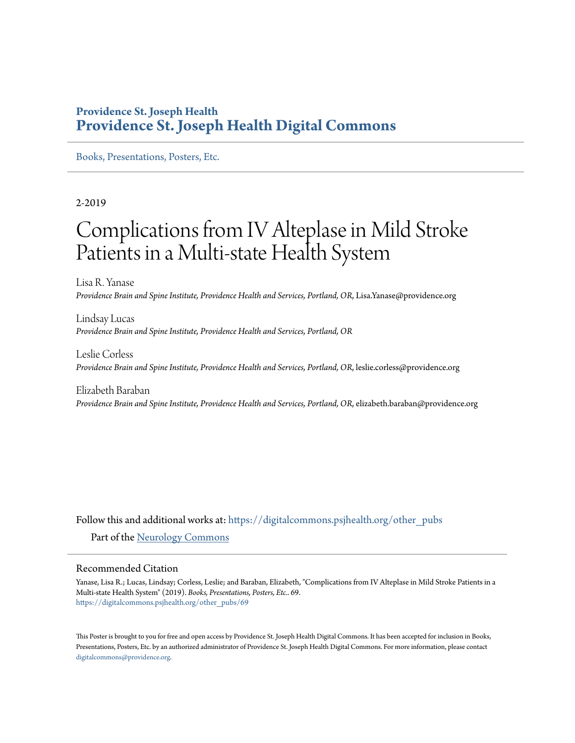**Providence St. Joseph Health**
**Providence St. Joseph Health Digital Commons**

Books, Presentations, Posters, Etc.

2-2019

# Complications from IV Alteplase in Mild Stroke Patients in a Multi-state Health System

Lisa R. Yanase
*Providence Brain and Spine Institute, Providence Health and Services, Portland, OR*, Lisa.Yanase@providence.org

Lindsay Lucas
*Providence Brain and Spine Institute, Providence Health and Services, Portland, OR*

Leslie Corless
*Providence Brain and Spine Institute, Providence Health and Services, Portland, OR*, leslie.corless@providence.org

Elizabeth Baraban
*Providence Brain and Spine Institute, Providence Health and Services, Portland, OR*, elizabeth.baraban@providence.org

Follow this and additional works at: https://digitalcommons.psjhealth.org/other_pubs

Part of the Neurology Commons

## Recommended Citation

Yanase, Lisa R.; Lucas, Lindsay; Corless, Leslie; and Baraban, Elizabeth, "Complications from IV Alteplase in Mild Stroke Patients in a Multi-state Health System" (2019). *Books, Presentations, Posters, Etc.*. 69.
https://digitalcommons.psjhealth.org/other_pubs/69

This Poster is brought to you for free and open access by Providence St. Joseph Health Digital Commons. It has been accepted for inclusion in Books, Presentations, Posters, Etc. by an authorized administrator of Providence St. Joseph Health Digital Commons. For more information, please contact digitalcommons@providence.org.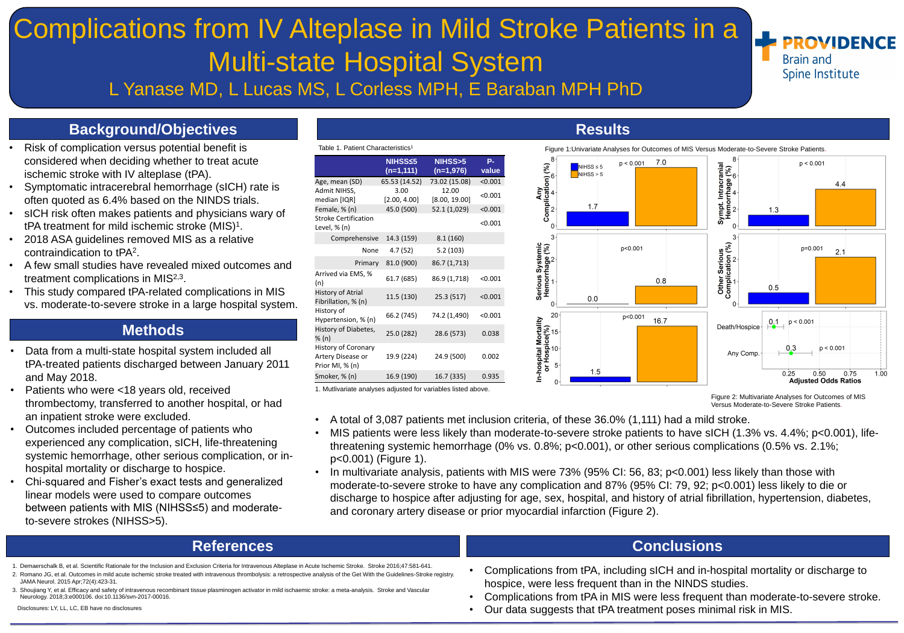# Complications from IV Alteplase in Mild Stroke Patients in a Multi-state Hospital System

L Yanase MD, L Lucas MS, L Corless MPH, E Baraban MPH PhD

PROVIDENCE Brain and Spine Institute

## Background/Objectives

- Risk of complication versus potential benefit is considered when deciding whether to treat acute ischemic stroke with IV alteplase (tPA).
- Symptomatic intracerebral hemorrhage (sICH) rate is often quoted as 6.4% based on the NINDS trials.
- sICH risk often makes patients and physicians wary of tPA treatment for mild ischemic stroke (MIS)[1].
- 2018 ASA guidelines removed MIS as a relative contraindication to tPA[2].
- A few small studies have revealed mixed outcomes and treatment complications in MIS[2,3].
- This study compared tPA-related complications in MIS vs. moderate-to-severe stroke in a large hospital system.

## Methods

- Data from a multi-state hospital system included all tPA-treated patients discharged between January 2011 and May 2018.
- Patients who were <18 years old, received thrombectomy, transferred to another hospital, or had an inpatient stroke were excluded.
- Outcomes included percentage of patients who experienced any complication, sICH, life-threatening systemic hemorrhage, other serious complication, or in-hospital mortality or discharge to hospice.
- Chi-squared and Fisher's exact tests and generalized linear models were used to compare outcomes between patients with MIS (NIHSS≤5) and moderate-to-severe strokes (NIHSS>5).

## Results

Table 1. Patient Characteristics[1]

| | NIHSS≤5 (n=1,111) | NIHSS>5 (n=1,976) | P-value |
|---|---|---|---|
| Age, mean (SD) | 65.53 (14.52) | 73.02 (15.08) | <0.001 |
| Admit NIHSS, median [IQR] | 3.00 [2.00, 4.00] | 12.00 [8.00, 19.00] | <0.001 |
| Female, % (n) | 45.0 (500) | 52.1 (1,029) | <0.001 |
| Stroke Certification Level, % (n) | | | <0.001 |
| Comprehensive | 14.3 (159) | 8.1 (160) | |
| None | 4.7 (52) | 5.2 (103) | |
| Primary | 81.0 (900) | 86.7 (1,713) | |
| Arrived via EMS, % (n) | 61.7 (685) | 86.9 (1,718) | <0.001 |
| History of Atrial Fibrillation, % (n) | 11.5 (130) | 25.3 (517) | <0.001 |
| History of Hypertension, % (n) | 66.2 (745) | 74.2 (1,490) | <0.001 |
| History of Diabetes, % (n) | 25.0 (282) | 28.6 (573) | 0.038 |
| History of Coronary Artery Disease or Prior MI, % (n) | 19.9 (224) | 24.9 (500) | 0.002 |
| Smoker, % (n) | 16.9 (190) | 16.7 (335) | 0.935 |

1. Mutlivariate analyses adjusted for variables listed above.

Figure 1:Univariate Analyses for Outcomes of MIS Versus Moderate-to-Severe Stroke Patients.

NIHSS ≤ 5
NIHSS > 5

Any Complication (%): 1.7, 7.0; p < 0.001
Sympt. Intracranial Hemorrhage (%): 1.3, 4.4; p < 0.001
Serious Systemic Hemorrhage (%): 0.0, 0.8; p<0.001
Other Serious Complication (%): 0.5, 2.1; p=0.001
In-hospital Mortality or Hospice(%): 1.5, 16.7; p<0.001

Death/Hospice: 0.1; p < 0.001
Any Comp.: 0.3; p < 0.001
Adjusted Odds Ratios
0.25 0.50 0.75 1.00

Figure 2: Multivariate Analyses for Outcomes of MIS Versus Moderate-to-Severe Stroke Patients.

- A total of 3,087 patients met inclusion criteria, of these 36.0% (1,111) had a mild stroke.
- MIS patients were less likely than moderate-to-severe stroke patients to have sICH (1.3% vs. 4.4%; p<0.001), life-threatening systemic hemorrhage (0% vs. 0.8%; p<0.001), or other serious complications (0.5% vs. 2.1%; p<0.001) (Figure 1).
- In multivariate analysis, patients with MIS were 73% (95% CI: 56, 83; p<0.001) less likely than those with moderate-to-severe stroke to have any complication and 87% (95% CI: 79, 92; p<0.001) less likely to die or discharge to hospice after adjusting for age, sex, hospital, and history of atrial fibrillation, hypertension, diabetes, and coronary artery disease or prior myocardial infarction (Figure 2).

## References

1. Demaerschalk B, et al. Scientific Rationale for the Inclusion and Exclusion Criteria for Intravenous Alteplase in Acute Ischemic Stroke. Stroke 2016;47:581-641.
2. Romano JG, et al. Outcomes in mild acute ischemic stroke treated with intravenous thrombolysis: a retrospective analysis of the Get With the Guidelines-Stroke registry. JAMA Neurol. 2015 Apr;72(4):423-31.
3. Shoujiang Y, et al. Efficacy and safety of intravenous recombinant tissue plasminogen activator in mild ischaemic stroke: a meta-analysis. Stroke and Vascular Neurology. 2018;3:e000106. doi:10.1136/svn-2017-00016.

Disclosures: LY, LL, LC, EB have no disclosures

## Conclusions

- Complications from tPA, including sICH and in-hospital mortality or discharge to hospice, were less frequent than in the NINDS studies.
- Complications from tPA in MIS were less frequent than moderate-to-severe stroke.
- Our data suggests that tPA treatment poses minimal risk in MIS.